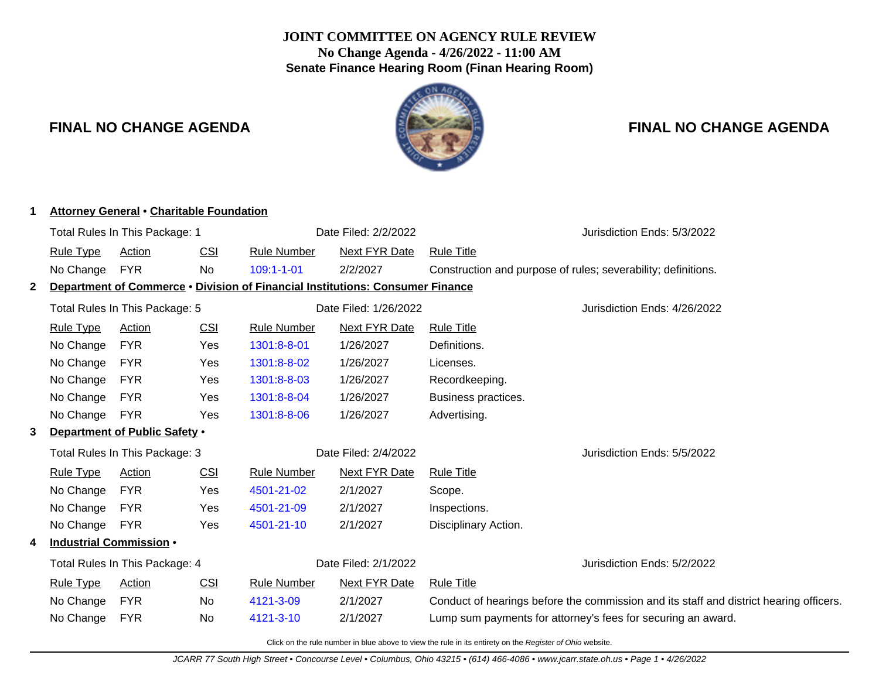# JOINT COMMITTEE ON AGENCY RULE REVIEW

**No Change Agenda - 4/26/2022 - 11:00 AM**

**Senate Finance Hearing Room (Finan Hearing Room)**

## FINAL NO CHANGE AGENDA

### 1 Attorney General • Charitable Foundation

Total Rules In This Package: 1 | Date Filed: 2/2/2022 | Jurisdiction Ends: 5/3/2022

| Rule Type | Action | CSI | Rule Number | Next FYR Date | Rule Title |
|---|---|---|---|---|---|
| No Change | FYR | No | 109:1-1-01 | 2/2/2027 | Construction and purpose of rules; severability; definitions. |

### 2 Department of Commerce • Division of Financial Institutions: Consumer Finance

Total Rules In This Package: 5 | Date Filed: 1/26/2022 | Jurisdiction Ends: 4/26/2022

| Rule Type | Action | CSI | Rule Number | Next FYR Date | Rule Title |
|---|---|---|---|---|---|
| No Change | FYR | Yes | 1301:8-8-01 | 1/26/2027 | Definitions. |
| No Change | FYR | Yes | 1301:8-8-02 | 1/26/2027 | Licenses. |
| No Change | FYR | Yes | 1301:8-8-03 | 1/26/2027 | Recordkeeping. |
| No Change | FYR | Yes | 1301:8-8-04 | 1/26/2027 | Business practices. |
| No Change | FYR | Yes | 1301:8-8-06 | 1/26/2027 | Advertising. |

### 3 Department of Public Safety •

Total Rules In This Package: 3 | Date Filed: 2/4/2022 | Jurisdiction Ends: 5/5/2022

| Rule Type | Action | CSI | Rule Number | Next FYR Date | Rule Title |
|---|---|---|---|---|---|
| No Change | FYR | Yes | 4501-21-02 | 2/1/2027 | Scope. |
| No Change | FYR | Yes | 4501-21-09 | 2/1/2027 | Inspections. |
| No Change | FYR | Yes | 4501-21-10 | 2/1/2027 | Disciplinary Action. |

### 4 Industrial Commission •

Total Rules In This Package: 4 | Date Filed: 2/1/2022 | Jurisdiction Ends: 5/2/2022

| Rule Type | Action | CSI | Rule Number | Next FYR Date | Rule Title |
|---|---|---|---|---|---|
| No Change | FYR | No | 4121-3-09 | 2/1/2027 | Conduct of hearings before the commission and its staff and district hearing officers. |
| No Change | FYR | No | 4121-3-10 | 2/1/2027 | Lump sum payments for attorney's fees for securing an award. |

Click on the rule number in blue above to view the rule in its entirety on the *Register of Ohio* website.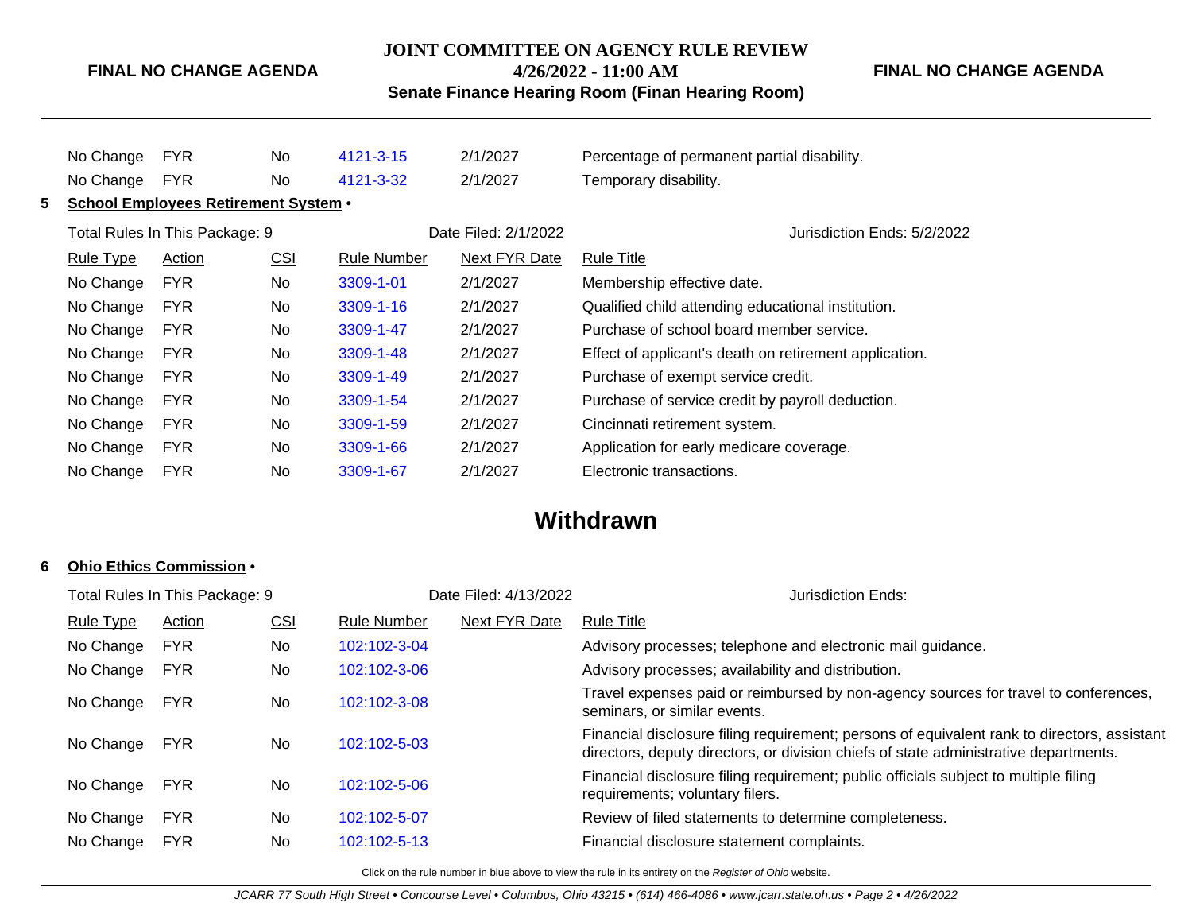| Rule Type | Action | CSI | Rule Number | Next FYR Date | Rule Title |
|---|---|---|---|---|---|
| No Change | FYR | No | 4121-3-15 | 2/1/2027 | Percentage of permanent partial disability. |
| No Change | FYR | No | 4121-3-32 | 2/1/2027 | Temporary disability. |

**5 School Employees Retirement System •**

Total Rules In This Package: 9 — Date Filed: 2/1/2022 — Jurisdiction Ends: 5/2/2022

| Rule Type | Action | CSI | Rule Number | Next FYR Date | Rule Title |
|---|---|---|---|---|---|
| No Change | FYR | No | 3309-1-01 | 2/1/2027 | Membership effective date. |
| No Change | FYR | No | 3309-1-16 | 2/1/2027 | Qualified child attending educational institution. |
| No Change | FYR | No | 3309-1-47 | 2/1/2027 | Purchase of school board member service. |
| No Change | FYR | No | 3309-1-48 | 2/1/2027 | Effect of applicant's death on retirement application. |
| No Change | FYR | No | 3309-1-49 | 2/1/2027 | Purchase of exempt service credit. |
| No Change | FYR | No | 3309-1-54 | 2/1/2027 | Purchase of service credit by payroll deduction. |
| No Change | FYR | No | 3309-1-59 | 2/1/2027 | Cincinnati retirement system. |
| No Change | FYR | No | 3309-1-66 | 2/1/2027 | Application for early medicare coverage. |
| No Change | FYR | No | 3309-1-67 | 2/1/2027 | Electronic transactions. |

## Withdrawn

**6 Ohio Ethics Commission •**

Total Rules In This Package: 9 — Date Filed: 4/13/2022 — Jurisdiction Ends:

| Rule Type | Action | CSI | Rule Number | Next FYR Date | Rule Title |
|---|---|---|---|---|---|
| No Change | FYR | No | 102:102-3-04 | | Advisory processes; telephone and electronic mail guidance. |
| No Change | FYR | No | 102:102-3-06 | | Advisory processes; availability and distribution. |
| No Change | FYR | No | 102:102-3-08 | | Travel expenses paid or reimbursed by non-agency sources for travel to conferences, seminars, or similar events. |
| No Change | FYR | No | 102:102-5-03 | | Financial disclosure filing requirement; persons of equivalent rank to directors, assistant directors, deputy directors, or division chiefs of state administrative departments. |
| No Change | FYR | No | 102:102-5-06 | | Financial disclosure filing requirement; public officials subject to multiple filing requirements; voluntary filers. |
| No Change | FYR | No | 102:102-5-07 | | Review of filed statements to determine completeness. |
| No Change | FYR | No | 102:102-5-13 | | Financial disclosure statement complaints. |

Click on the rule number in blue above to view the rule in its entirety on the *Register of Ohio* website.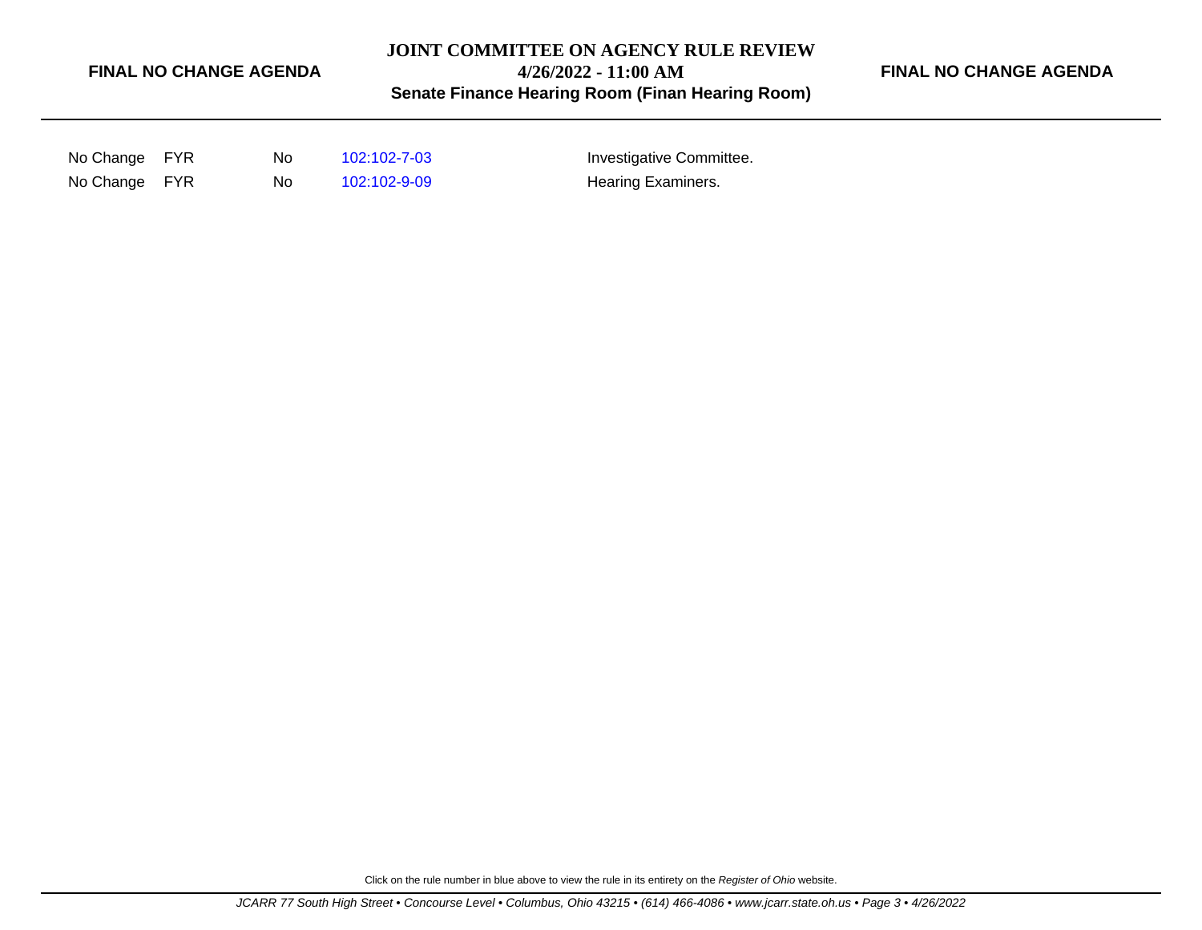| | | | | |
|---|---|---|---|---|
| No Change | FYR | No | 102:102-7-03 | Investigative Committee. |
| No Change | FYR | No | 102:102-9-09 | Hearing Examiners. |

Click on the rule number in blue above to view the rule in its entirety on the *Register of Ohio* website.